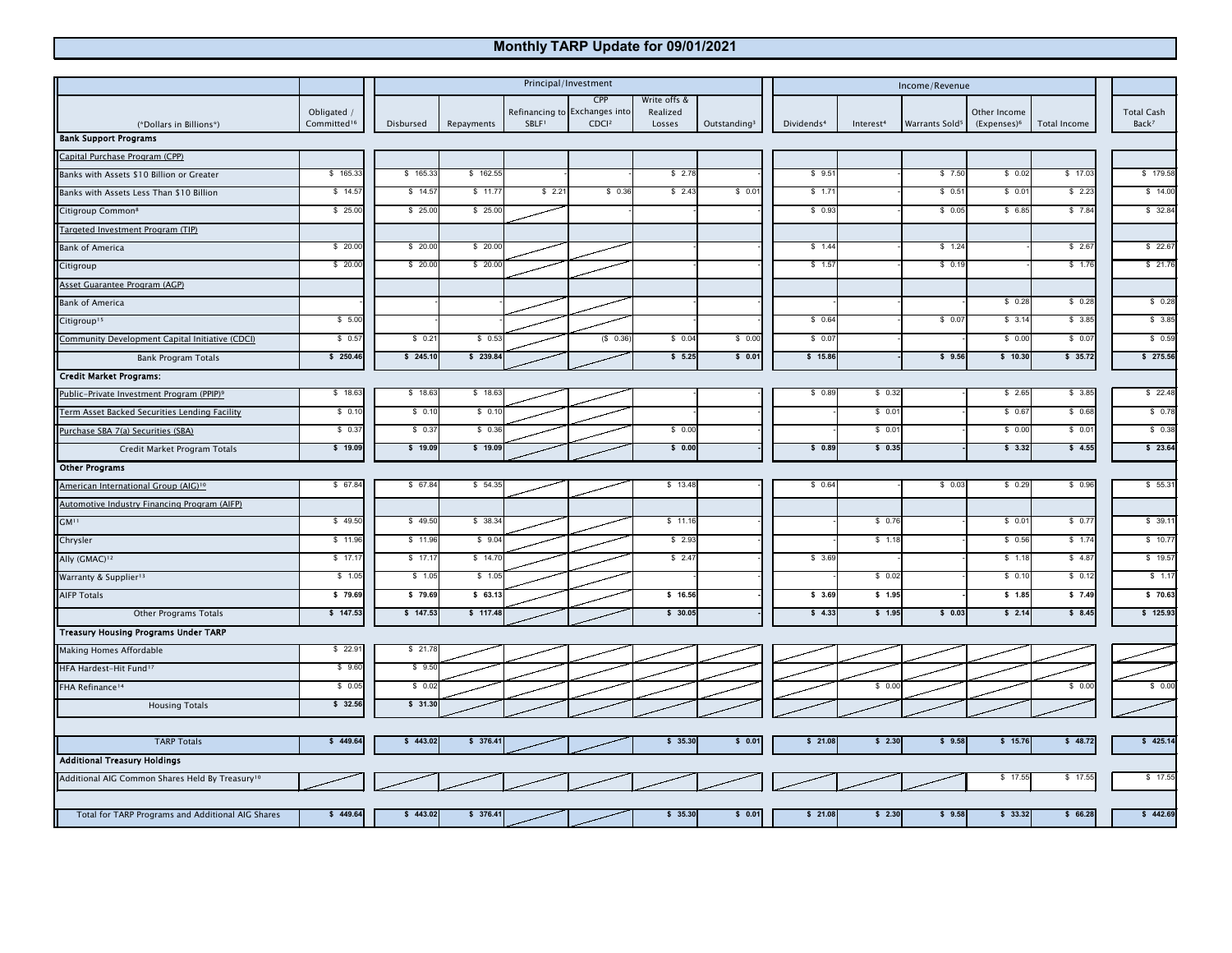# Monthly TARP Update for 09/01/2021

| (*Dollars in Billions*) | Obligated / Committed[16] | Principal/Investment | | | | | | Income/Revenue | | | | | Total Cash Back[7] |
|---|---|---|---|---|---|---|---|---|---|---|---|---|---|
| | | Disbursed | Repayments | Refinancing to SBLF[1] | CPP Exchanges into CDCI[2] | Write offs & Realized Losses | Outstanding[3] | Dividends[4] | Interest[4] | Warrants Sold[5] | Other Income (Expenses)[6] | Total Income | |
| **Bank Support Programs** | | | | | | | | | | | | | |
| Capital Purchase Program (CPP) | | | | | | | | | | | | | |
| Banks with Assets $10 Billion or Greater | $ 165.33 | $ 165.33 | $ 162.55 | - | - | $ 2.78 | - | $ 9.51 | - | $ 7.50 | $ 0.02 | $ 17.03 | $ 179.58 |
| Banks with Assets Less Than $10 Billion | $ 14.57 | $ 14.57 | $ 11.77 | $ 2.21 | $ 0.36 | $ 2.43 | $ 0.01 | $ 1.71 | - | $ 0.51 | $ 0.01 | $ 2.23 | $ 14.00 |
| Citigroup Common[8] | $ 25.00 | $ 25.00 | $ 25.00 | | - | - | - | $ 0.93 | - | $ 0.05 | $ 6.85 | $ 7.84 | $ 32.84 |
| Targeted Investment Program (TIP) | | | | | | | | | | | | | |
| Bank of America | $ 20.00 | $ 20.00 | $ 20.00 | | | - | - | $ 1.44 | - | $ 1.24 | - | $ 2.67 | $ 22.67 |
| Citigroup | $ 20.00 | $ 20.00 | $ 20.00 | | | - | - | $ 1.57 | - | $ 0.19 | - | $ 1.76 | $ 21.76 |
| Asset Guarantee Program (AGP) | | | | | | | | | | | | | |
| Bank of America | - | - | - | | | - | - | - | - | - | $ 0.28 | $ 0.28 | $ 0.28 |
| Citigroup[15] | $ 5.00 | - | - | | | - | - | $ 0.64 | - | $ 0.07 | $ 3.14 | $ 3.85 | $ 3.85 |
| Community Development Capital Initiative (CDCI) | $ 0.57 | $ 0.21 | $ 0.53 | | ($ 0.36) | $ 0.04 | $ 0.00 | $ 0.07 | - | - | $ 0.00 | $ 0.07 | $ 0.59 |
| Bank Program Totals | **$ 250.46** | **$ 245.10** | **$ 239.84** | | | **$ 5.25** | **$ 0.01** | **$ 15.86** | - | **$ 9.56** | **$ 10.30** | **$ 35.72** | **$ 275.56** |
| **Credit Market Programs:** | | | | | | | | | | | | | |
| Public-Private Investment Program (PPIP)[9] | $ 18.63 | $ 18.63 | $ 18.63 | | | - | - | $ 0.89 | $ 0.32 | - | $ 2.65 | $ 3.85 | $ 22.48 |
| Term Asset Backed Securities Lending Facility | $ 0.10 | $ 0.10 | $ 0.10 | | | - | - | - | $ 0.01 | - | $ 0.67 | $ 0.68 | $ 0.78 |
| Purchase SBA 7(a) Securities (SBA) | $ 0.37 | $ 0.37 | $ 0.36 | | | $ 0.00 | - | - | $ 0.01 | - | $ 0.00 | $ 0.01 | $ 0.38 |
| Credit Market Program Totals | **$ 19.09** | **$ 19.09** | **$ 19.09** | | | **$ 0.00** | - | **$ 0.89** | **$ 0.35** | - | **$ 3.32** | **$ 4.55** | **$ 23.64** |
| **Other Programs** | | | | | | | | | | | | | |
| American International Group (AIG)[10] | $ 67.84 | $ 67.84 | $ 54.35 | | | $ 13.48 | - | $ 0.64 | - | $ 0.03 | $ 0.29 | $ 0.96 | $ 55.31 |
| Automotive Industry Financing Program (AIFP) | | | | | | | | | | | | | |
| GM[11] | $ 49.50 | $ 49.50 | $ 38.34 | | | $ 11.16 | - | - | $ 0.76 | - | $ 0.01 | $ 0.77 | $ 39.11 |
| Chrysler | $ 11.96 | $ 11.96 | $ 9.04 | | | $ 2.93 | - | - | $ 1.18 | - | $ 0.56 | $ 1.74 | $ 10.77 |
| Ally (GMAC)[12] | $ 17.17 | $ 17.17 | $ 14.70 | | | $ 2.47 | - | $ 3.69 | - | - | $ 1.18 | $ 4.87 | $ 19.57 |
| Warranty & Supplier[13] | $ 1.05 | $ 1.05 | $ 1.05 | | | - | - | - | $ 0.02 | - | $ 0.10 | $ 0.12 | $ 1.17 |
| AIFP Totals | **$ 79.69** | **$ 79.69** | **$ 63.13** | | | **$ 16.56** | - | **$ 3.69** | **$ 1.95** | - | **$ 1.85** | **$ 7.49** | **$ 70.63** |
| Other Programs Totals | **$ 147.53** | **$ 147.53** | **$ 117.48** | | | **$ 30.05** | - | **$ 4.33** | **$ 1.95** | **$ 0.03** | **$ 2.14** | **$ 8.45** | **$ 125.93** |
| **Treasury Housing Programs Under TARP** | | | | | | | | | | | | | |
| Making Homes Affordable | $ 22.91 | $ 21.78 | | | | | | | | | | | |
| HFA Hardest-Hit Fund[17] | $ 9.60 | $ 9.50 | | | | | | | | | | | |
| FHA Refinance[14] | $ 0.05 | $ 0.02 | | | | | | | $ 0.00 | | | $ 0.00 | $ 0.00 |
| Housing Totals | **$ 32.56** | **$ 31.30** | | | | | | | | | | | |
| TARP Totals | **$ 449.64** | **$ 443.02** | **$ 376.41** | | | **$ 35.30** | **$ 0.01** | **$ 21.08** | **$ 2.30** | **$ 9.58** | **$ 15.76** | **$ 48.72** | **$ 425.14** |
| **Additional Treasury Holdings** | | | | | | | | | | | | | |
| Additional AIG Common Shares Held By Treasury[10] | | | | | | | | | | | $ 17.55 | $ 17.55 | $ 17.55 |
| Total for TARP Programs and Additional AIG Shares | **$ 449.64** | **$ 443.02** | **$ 376.41** | | | **$ 35.30** | **$ 0.01** | **$ 21.08** | **$ 2.30** | **$ 9.58** | **$ 33.32** | **$ 66.28** | **$ 442.69** |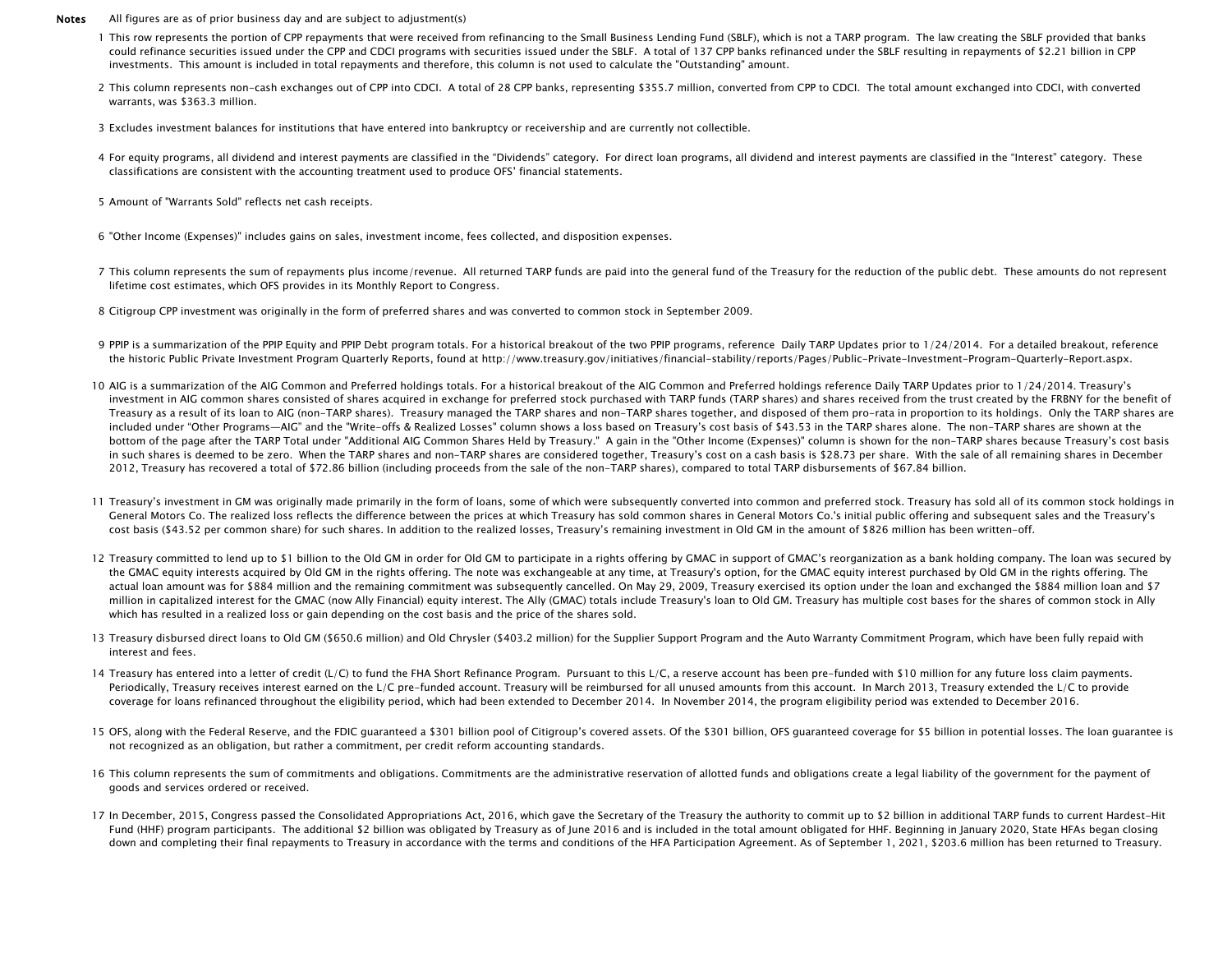**Notes** All figures are as of prior business day and are subject to adjustment(s)

1. This row represents the portion of CPP repayments that were received from refinancing to the Small Business Lending Fund (SBLF), which is not a TARP program. The law creating the SBLF provided that banks could refinance securities issued under the CPP and CDCI programs with securities issued under the SBLF. A total of 137 CPP banks refinanced under the SBLF resulting in repayments of $2.21 billion in CPP investments. This amount is included in total repayments and therefore, this column is not used to calculate the "Outstanding" amount.

2. This column represents non-cash exchanges out of CPP into CDCI. A total of 28 CPP banks, representing $355.7 million, converted from CPP to CDCI. The total amount exchanged into CDCI, with converted warrants, was $363.3 million.

3. Excludes investment balances for institutions that have entered into bankruptcy or receivership and are currently not collectible.

4. For equity programs, all dividend and interest payments are classified in the "Dividends" category. For direct loan programs, all dividend and interest payments are classified in the "Interest" category. These classifications are consistent with the accounting treatment used to produce OFS' financial statements.

5. Amount of "Warrants Sold" reflects net cash receipts.

6. "Other Income (Expenses)" includes gains on sales, investment income, fees collected, and disposition expenses.

7. This column represents the sum of repayments plus income/revenue. All returned TARP funds are paid into the general fund of the Treasury for the reduction of the public debt. These amounts do not represent lifetime cost estimates, which OFS provides in its Monthly Report to Congress.

8. Citigroup CPP investment was originally in the form of preferred shares and was converted to common stock in September 2009.

9. PPIP is a summarization of the PPIP Equity and PPIP Debt program totals. For a historical breakout of the two PPIP programs, reference Daily TARP Updates prior to 1/24/2014. For a detailed breakout, reference the historic Public Private Investment Program Quarterly Reports, found at http://www.treasury.gov/initiatives/financial-stability/reports/Pages/Public-Private-Investment-Program-Quarterly-Report.aspx.

10. AIG is a summarization of the AIG Common and Preferred holdings totals. For a historical breakout of the AIG Common and Preferred holdings reference Daily TARP Updates prior to 1/24/2014. Treasury's investment in AIG common shares consisted of shares acquired in exchange for preferred stock purchased with TARP funds (TARP shares) and shares received from the trust created by the FRBNY for the benefit of Treasury as a result of its loan to AIG (non-TARP shares). Treasury managed the TARP shares and non-TARP shares together, and disposed of them pro-rata in proportion to its holdings. Only the TARP shares are included under "Other Programs—AIG" and the "Write-offs & Realized Losses" column shows a loss based on Treasury's cost basis of $43.53 in the TARP shares alone. The non-TARP shares are shown at the bottom of the page after the TARP Total under "Additional AIG Common Shares Held by Treasury." A gain in the "Other Income (Expenses)" column is shown for the non-TARP shares because Treasury's cost basis in such shares is deemed to be zero. When the TARP shares and non-TARP shares are considered together, Treasury's cost on a cash basis is $28.73 per share. With the sale of all remaining shares in December 2012, Treasury has recovered a total of $72.86 billion (including proceeds from the sale of the non-TARP shares), compared to total TARP disbursements of $67.84 billion.

11. Treasury's investment in GM was originally made primarily in the form of loans, some of which were subsequently converted into common and preferred stock. Treasury has sold all of its common stock holdings in General Motors Co. The realized loss reflects the difference between the prices at which Treasury has sold common shares in General Motors Co.'s initial public offering and subsequent sales and the Treasury's cost basis ($43.52 per common share) for such shares. In addition to the realized losses, Treasury's remaining investment in Old GM in the amount of $826 million has been written-off.

12. Treasury committed to lend up to $1 billion to the Old GM in order for Old GM to participate in a rights offering by GMAC in support of GMAC's reorganization as a bank holding company. The loan was secured by the GMAC equity interests acquired by Old GM in the rights offering. The note was exchangeable at any time, at Treasury's option, for the GMAC equity interest purchased by Old GM in the rights offering. The actual loan amount was for $884 million and the remaining commitment was subsequently cancelled. On May 29, 2009, Treasury exercised its option under the loan and exchanged the $884 million loan and $7 million in capitalized interest for the GMAC (now Ally Financial) equity interest. The Ally (GMAC) totals include Treasury's loan to Old GM. Treasury has multiple cost bases for the shares of common stock in Ally which has resulted in a realized loss or gain depending on the cost basis and the price of the shares sold.

13. Treasury disbursed direct loans to Old GM ($650.6 million) and Old Chrysler ($403.2 million) for the Supplier Support Program and the Auto Warranty Commitment Program, which have been fully repaid with interest and fees.

14. Treasury has entered into a letter of credit (L/C) to fund the FHA Short Refinance Program. Pursuant to this L/C, a reserve account has been pre-funded with $10 million for any future loss claim payments. Periodically, Treasury receives interest earned on the L/C pre-funded account. Treasury will be reimbursed for all unused amounts from this account. In March 2013, Treasury extended the L/C to provide coverage for loans refinanced throughout the eligibility period, which had been extended to December 2014. In November 2014, the program eligibility period was extended to December 2016.

15. OFS, along with the Federal Reserve, and the FDIC guaranteed a $301 billion pool of Citigroup's covered assets. Of the $301 billion, OFS guaranteed coverage for $5 billion in potential losses. The loan guarantee is not recognized as an obligation, but rather a commitment, per credit reform accounting standards.

16. This column represents the sum of commitments and obligations. Commitments are the administrative reservation of allotted funds and obligations create a legal liability of the government for the payment of goods and services ordered or received.

17. In December, 2015, Congress passed the Consolidated Appropriations Act, 2016, which gave the Secretary of the Treasury the authority to commit up to $2 billion in additional TARP funds to current Hardest-Hit Fund (HHF) program participants. The additional $2 billion was obligated by Treasury as of June 2016 and is included in the total amount obligated for HHF. Beginning in January 2020, State HFAs began closing down and completing their final repayments to Treasury in accordance with the terms and conditions of the HFA Participation Agreement. As of September 1, 2021, $203.6 million has been returned to Treasury.